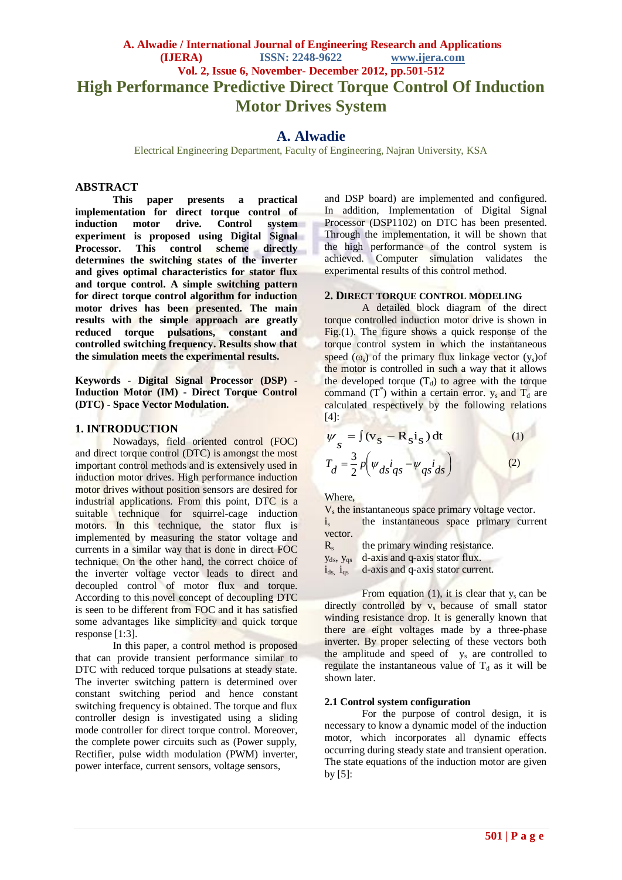# High Performance Predictive Direct Torque Control Of Induction Motor Drives System

## A. Alwadie

Electrical Engineering Department, Faculty of Engineering, Najran University, KSA

## ABSTRACT

**This paper presents a practical implementation for direct torque control of induction motor drive. Control system experiment is proposed using Digital Signal Processor. This control scheme directly determines the switching states of the inverter and gives optimal characteristics for stator flux and torque control. A simple switching pattern for direct torque control algorithm for induction motor drives has been presented. The main results with the simple approach are greatly reduced torque pulsations, constant and controlled switching frequency. Results show that the simulation meets the experimental results.**

**Keywords - Digital Signal Processor (DSP) - Induction Motor (IM) - Direct Torque Control (DTC) - Space Vector Modulation.**

## 1. INTRODUCTION

Nowadays, field oriented control (FOC) and direct torque control (DTC) is amongst the most important control methods and is extensively used in induction motor drives. High performance induction motor drives without position sensors are desired for industrial applications. From this point, DTC is a suitable technique for squirrel-cage induction motors. In this technique, the stator flux is implemented by measuring the stator voltage and currents in a similar way that is done in direct FOC technique. On the other hand, the correct choice of the inverter voltage vector leads to direct and decoupled control of motor flux and torque. According to this novel concept of decoupling DTC is seen to be different from FOC and it has satisfied some advantages like simplicity and quick torque response [1:3].

In this paper, a control method is proposed that can provide transient performance similar to DTC with reduced torque pulsations at steady state. The inverter switching pattern is determined over constant switching period and hence constant switching frequency is obtained. The torque and flux controller design is investigated using a sliding mode controller for direct torque control. Moreover, the complete power circuits such as (Power supply, Rectifier, pulse width modulation (PWM) inverter, power interface, current sensors, voltage sensors, and DSP board) are implemented and configured. In addition, Implementation of Digital Signal Processor (DSP1102) on DTC has been presented. Through the implementation, it will be shown that the high performance of the control system is achieved. Computer simulation validates the experimental results of this control method.

## 2. DIRECT TORQUE CONTROL MODELING

A detailed block diagram of the direct torque controlled induction motor drive is shown in Fig.(1). The figure shows a quick response of the torque control system in which the instantaneous speed ($\omega_s$) of the primary flux linkage vector ($\psi_s$) of the motor is controlled in such a way that it allows the developed torque ($T_d$) to agree with the torque command ($T^*$) within a certain error. $\psi_s$ and $T_d$ are calculated respectively by the following relations [4]:

$$\psi_s = \int (v_s - R_s i_s)\, dt \qquad (1)$$

$$T_d = \frac{3}{2} p \left( \psi_{ds} i_{qs} - \psi_{qs} i_{ds} \right) \qquad (2)$$

Where,

$V_s$ the instantaneous space primary voltage vector.
$i_s$ the instantaneous space primary current vector.
$R_s$ the primary winding resistance.
$\psi_{ds}$, $\psi_{qs}$ d-axis and q-axis stator flux.
$i_{ds}$, $i_{qs}$ d-axis and q-axis stator current.

From equation (1), it is clear that $\psi_s$ can be directly controlled by $v_s$ because of small stator winding resistance drop. It is generally known that there are eight voltages made by a three-phase inverter. By proper selecting of these vectors both the amplitude and speed of $\psi_s$ are controlled to regulate the instantaneous value of $T_d$ as it will be shown later.

### 2.1 Control system configuration

For the purpose of control design, it is necessary to know a dynamic model of the induction motor, which incorporates all dynamic effects occurring during steady state and transient operation. The state equations of the induction motor are given by [5]: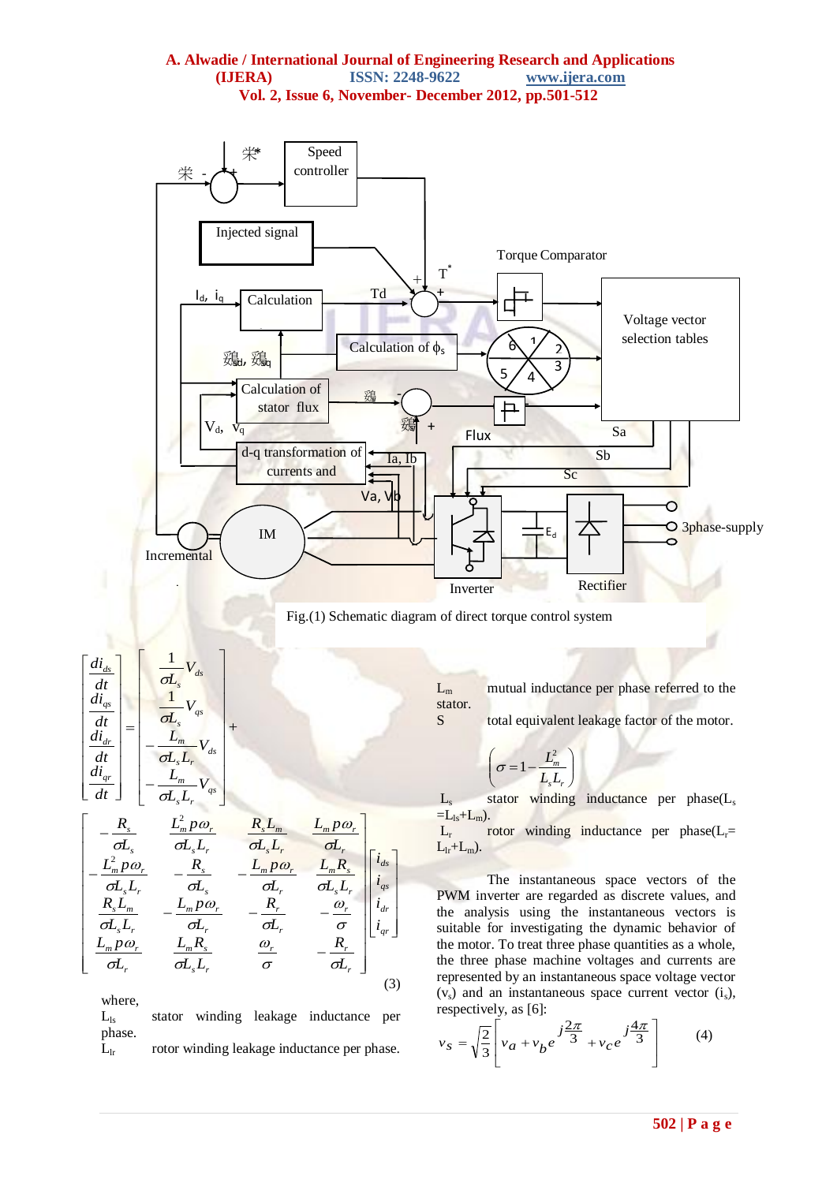Fig.(1) Schematic diagram of direct torque control system

$$\begin{bmatrix} \frac{di_{ds}}{dt} \\ \frac{di_{qs}}{dt} \\ \frac{di_{dr}}{dt} \\ \frac{di_{qr}}{dt} \end{bmatrix} = \begin{bmatrix} \frac{1}{\sigma L_s} V_{ds} \\ \frac{1}{\sigma L_s} V_{qs} \\ -\frac{L_m}{\sigma L_s L_r} V_{ds} \\ -\frac{L_m}{\sigma L_s L_r} V_{qs} \end{bmatrix} +$$

$$\begin{bmatrix} -\frac{R_s}{\sigma L_s} & \frac{L_m^2 p\omega_r}{\sigma L_s L_r} & \frac{R_s L_m}{\sigma L_s L_r} & \frac{L_m p\omega_r}{\sigma L_r} \\ -\frac{L_m^2 p\omega_r}{\sigma L_s L_r} & -\frac{R_s}{\sigma L_s} & -\frac{L_m p\omega_r}{\sigma L_r} & \frac{L_m R_s}{\sigma L_s L_r} \\ \frac{R_s L_m}{\sigma L_s L_r} & -\frac{L_m p\omega_r}{\sigma L_r} & -\frac{R_r}{\sigma L_r} & -\frac{\omega_r}{\sigma} \\ \frac{L_m p\omega_r}{\sigma L_r} & \frac{L_m R_s}{\sigma L_s L_r} & \frac{\omega_r}{\sigma} & -\frac{R_r}{\sigma L_r} \end{bmatrix} \begin{bmatrix} i_{ds} \\ i_{qs} \\ i_{dr} \\ i_{qr} \end{bmatrix} \qquad (3)$$

where,

$L_{ls}$ stator winding leakage inductance per phase.

$L_{lr}$ rotor winding leakage inductance per phase.

$L_m$ mutual inductance per phase referred to the stator.

S total equivalent leakage factor of the motor.

$$\left( \sigma = 1 - \frac{L_m^2}{L_s L_r} \right)$$

$L_s$ stator winding inductance per phase($L_s = L_{ls} + L_m$).

$L_r$ rotor winding inductance per phase($L_r = L_{lr} + L_m$).

The instantaneous space vectors of the PWM inverter are regarded as discrete values, and the analysis using the instantaneous vectors is suitable for investigating the dynamic behavior of the motor. To treat three phase quantities as a whole, the three phase machine voltages and currents are represented by an instantaneous space voltage vector ($v_s$) and an instantaneous space current vector ($i_s$), respectively, as [6]:

$$v_S = \sqrt{\frac{2}{3}} \left[ v_a + v_b e^{j\frac{2\pi}{3}} + v_c e^{j\frac{4\pi}{3}} \right] \qquad (4)$$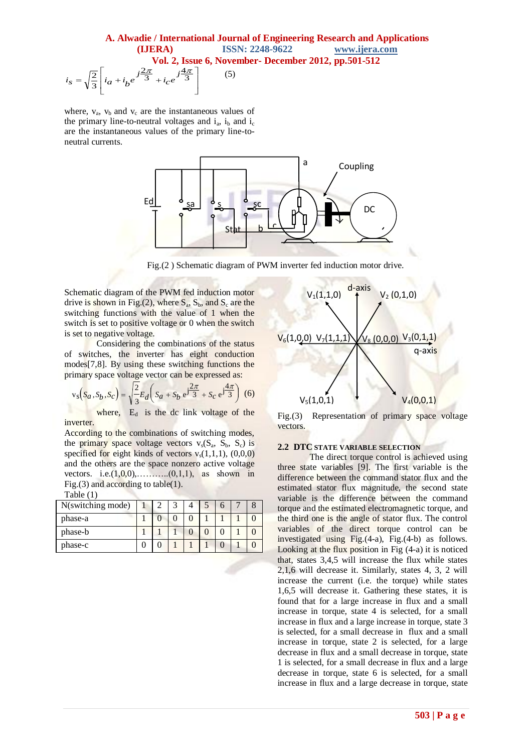$$i_s = \sqrt{\frac{2}{3}}\left[ i_a + i_b e^{j\frac{2\pi}{3}} + i_c e^{j\frac{4\pi}{3}} \right] \quad (5)$$

where, $v_a$, $v_b$ and $v_c$ are the instantaneous values of the primary line-to-neutral voltages and $i_a$, $i_b$ and $i_c$ are the instantaneous values of the primary line-to-neutral currents.

Fig.(2 ) Schematic diagram of PWM inverter fed induction motor drive.

Schematic diagram of the PWM fed induction motor drive is shown in Fig.(2), where $S_a$, $S_b$, and $S_c$ are the switching functions with the value of 1 when the switch is set to positive voltage or 0 when the switch is set to negative voltage.

Considering the combinations of the status of switches, the inverter has eight conduction modes[7,8]. By using these switching functions the primary space voltage vector can be expressed as:

$$v_s(S_a, S_b, S_c) = \sqrt{\frac{2}{3}} E_d \left( S_a + S_b\, e^{j\frac{2\pi}{3}} + S_c\, e^{j\frac{4\pi}{3}} \right) \quad (6)$$

where, $E_d$ is the dc link voltage of the inverter.

According to the combinations of switching modes, the primary space voltage vectors $v_s(S_a, S_b, S_c)$ is specified for eight kinds of vectors $v_s(1,1,1)$, (0,0,0) and the others are the space nonzero active voltage vectors. i.e.(1,0,0),………..(0,1,1), as shown in Fig.(3) and according to table(1).

Table (1)

| N(switching mode) | 1 | 2 | 3 | 4 | 5 | 6 | 7 | 8 |
|---|---|---|---|---|---|---|---|---|
| phase-a | 1 | 0 | 0 | 0 | 1 | 1 | 1 | 0 |
| phase-b | 1 | 1 | 1 | 0 | 0 | 0 | 1 | 0 |
| phase-c | 0 | 0 | 1 | 1 | 1 | 0 | 1 | 0 |

Fig.(3) Representation of primary space voltage vectors.

## 2.2 DTC STATE VARIABLE SELECTION

The direct torque control is achieved using three state variables [9]. The first variable is the difference between the command stator flux and the estimated stator flux magnitude, the second state variable is the difference between the command torque and the estimated electromagnetic torque, and the third one is the angle of stator flux. The control variables of the direct torque control can be investigated using Fig.(4-a), Fig.(4-b) as follows. Looking at the flux position in Fig (4-a) it is noticed that, states 3,4,5 will increase the flux while states 2,1,6 will decrease it. Similarly, states 4, 3, 2 will increase the current (i.e. the torque) while states 1,6,5 will decrease it. Gathering these states, it is found that for a large increase in flux and a small increase in torque, state 4 is selected, for a small increase in flux and a large increase in torque, state 3 is selected, for a small decrease in flux and a small increase in torque, state 2 is selected, for a large decrease in flux and a small decrease in torque, state 1 is selected, for a small decrease in flux and a large decrease in torque, state 6 is selected, for a small increase in flux and a large decrease in torque, state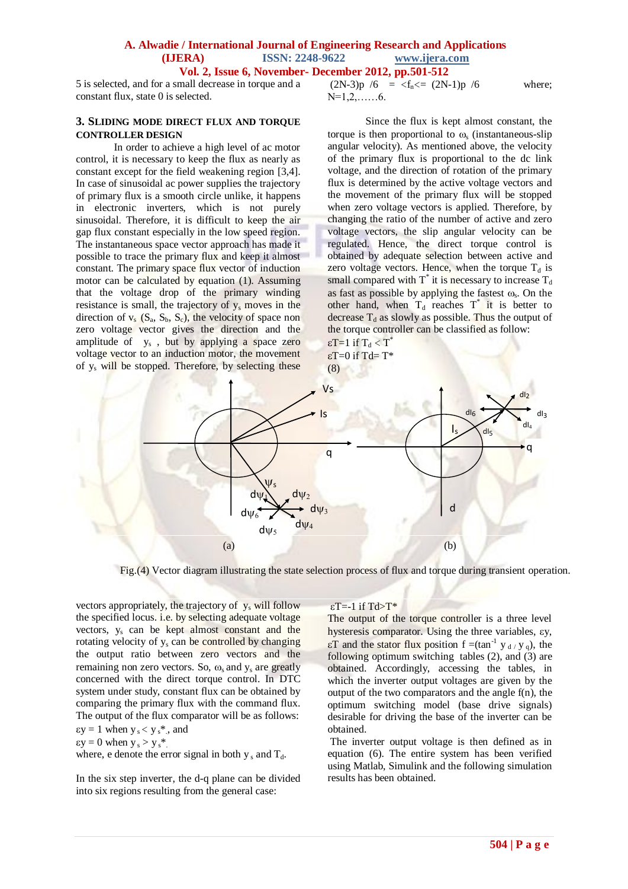5 is selected, and for a small decrease in torque and a constant flux, state 0 is selected.

## 3. SLIDING MODE DIRECT FLUX AND TORQUE CONTROLLER DESIGN

In order to achieve a high level of ac motor control, it is necessary to keep the flux as nearly as constant except for the field weakening region [3,4]. In case of sinusoidal ac power supplies the trajectory of primary flux is a smooth circle unlike, it happens in electronic inverters, which is not purely sinusoidal. Therefore, it is difficult to keep the air gap flux constant especially in the low speed region. The instantaneous space vector approach has made it possible to trace the primary flux and keep it almost constant. The primary space flux vector of induction motor can be calculated by equation (1). Assuming that the voltage drop of the primary winding resistance is small, the trajectory of $y_s$ moves in the direction of $v_s$ ($S_a$, $S_b$, $S_c$), the velocity of space non zero voltage vector gives the direction and the amplitude of $y_s$, but by applying a space zero voltage vector to an induction motor, the movement of $y_s$ will be stopped. Therefore, by selecting these vectors appropriately, the trajectory of $y_s$ will follow the specified locus. i.e. by selecting adequate voltage vectors, $y_s$ can be kept almost constant and the rotating velocity of $y_s$ can be controlled by changing the output ratio between zero vectors and the remaining non zero vectors. So, $\omega_s$ and $y_s$ are greatly concerned with the direct torque control. In DTC system under study, constant flux can be obtained by comparing the primary flux with the command flux. The output of the flux comparator will be as follows:

$\varepsilon y = 1$ when $y_s < y_s^*$, and

$\varepsilon y = 0$ when $y_s > y_s^*$.

where, e denote the error signal in both $y_s$ and $T_d$.

In the six step inverter, the d-q plane can be divided into six regions resulting from the general case:

$(2N-3)p\ /6 \ \ = \ <f_n<= (2N-1)p\ /6$ where; N=1,2,……6.

Since the flux is kept almost constant, the torque is then proportional to $\omega_s$ (instantaneous-slip angular velocity). As mentioned above, the velocity of the primary flux is proportional to the dc link voltage, and the direction of rotation of the primary flux is determined by the active voltage vectors and the movement of the primary flux will be stopped when zero voltage vectors is applied. Therefore, by changing the ratio of the number of active and zero voltage vectors, the slip angular velocity can be regulated. Hence, the direct torque control is obtained by adequate selection between active and zero voltage vectors. Hence, when the torque $T_d$ is small compared with $T^*$ it is necessary to increase $T_d$ as fast as possible by applying the fastest $\omega_s$. On the other hand, when $T_d$ reaches $T^*$ it is better to decrease $T_d$ as slowly as possible. Thus the output of the torque controller can be classified as follow:

$\varepsilon T=1$ if $T_d < T^*$

$\varepsilon T=0$ if $Td= T^*$

(8)

Fig.(4) Vector diagram illustrating the state selection process of flux and torque during transient operation.

$\varepsilon T=-1$ if $Td>T^*$

The output of the torque controller is a three level hysteresis comparator. Using the three variables, $\varepsilon y$, $\varepsilon T$ and the stator flux position $f = (\tan^{-1} y_d / y_q)$, the following optimum switching tables (2), and (3) are obtained. Accordingly, accessing the tables, in which the inverter output voltages are given by the output of the two comparators and the angle f(n), the optimum switching model (base drive signals) desirable for driving the base of the inverter can be obtained.

The inverter output voltage is then defined as in equation (6). The entire system has been verified using Matlab, Simulink and the following simulation results has been obtained.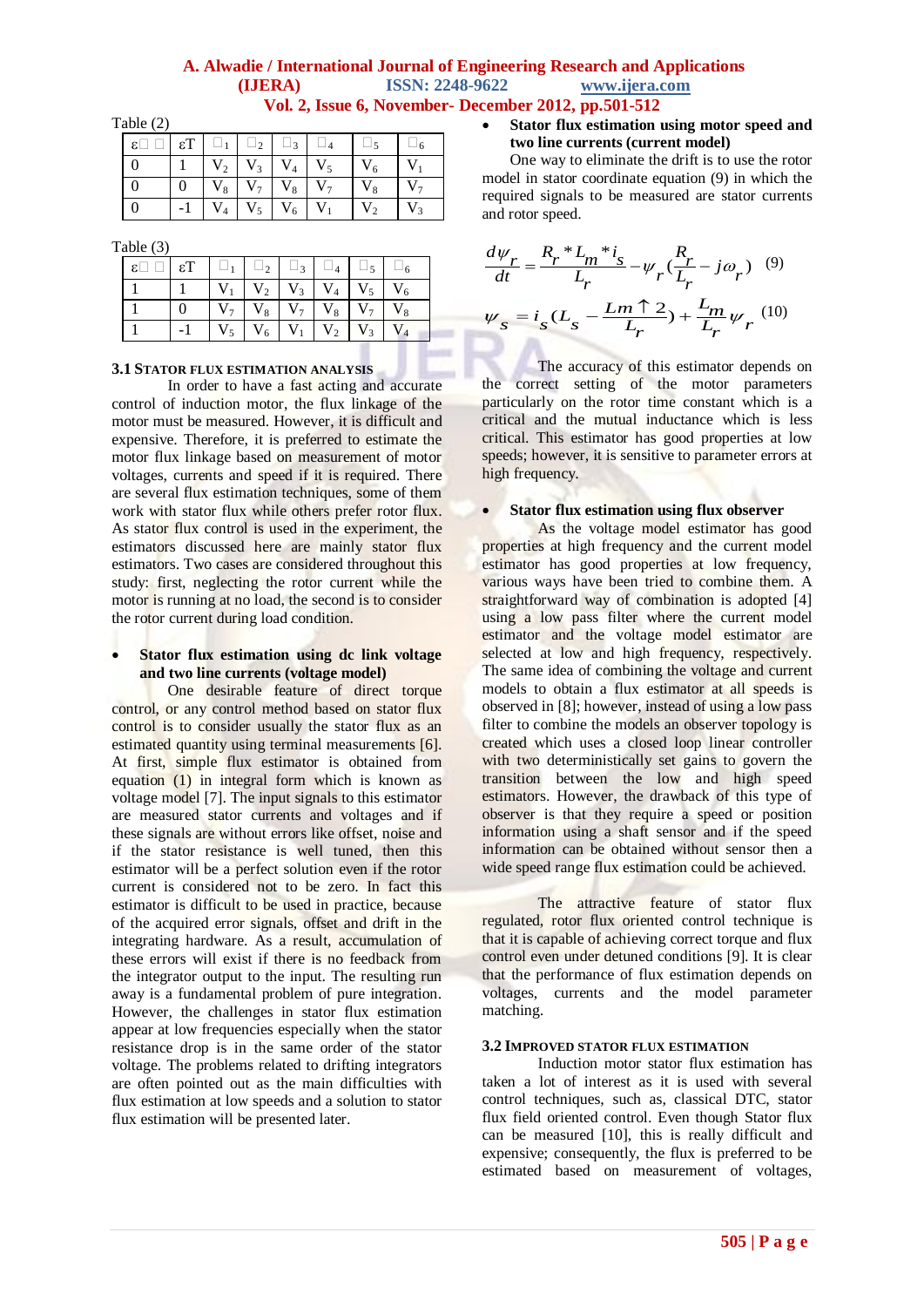Table (2)

| εΦ | εT | θ1 | θ2 | θ3 | θ4 | θ5 | θ6 |
|---|---|---|---|---|---|---|---|
| 0 | 1 | $V_2$ | $V_3$ | $V_4$ | $V_5$ | $V_6$ | $V_1$ |
| 0 | 0 | $V_8$ | $V_7$ | $V_8$ | $V_7$ | $V_8$ | $V_7$ |
| 0 | -1 | $V_4$ | $V_5$ | $V_6$ | $V_1$ | $V_2$ | $V_3$ |

Table (3)

| εΦ | εT | θ1 | θ2 | θ3 | θ4 | θ5 | θ6 |
|---|---|---|---|---|---|---|---|
| 1 | 1 | $V_1$ | $V_2$ | $V_3$ | $V_4$ | $V_5$ | $V_6$ |
| 1 | 0 | $V_7$ | $V_8$ | $V_7$ | $V_8$ | $V_7$ | $V_8$ |
| 1 | -1 | $V_5$ | $V_6$ | $V_1$ | $V_2$ | $V_3$ | $V_4$ |

### 3.1 Stator Flux Estimation Analysis

In order to have a fast acting and accurate control of induction motor, the flux linkage of the motor must be measured. However, it is difficult and expensive. Therefore, it is preferred to estimate the motor flux linkage based on measurement of motor voltages, currents and speed if it is required. There are several flux estimation techniques, some of them work with stator flux while others prefer rotor flux. As stator flux control is used in the experiment, the estimators discussed here are mainly stator flux estimators. Two cases are considered throughout this study: first, neglecting the rotor current while the motor is running at no load, the second is to consider the rotor current during load condition.

- **Stator flux estimation using dc link voltage and two line currents (voltage model)**

One desirable feature of direct torque control, or any control method based on stator flux control is to consider usually the stator flux as an estimated quantity using terminal measurements [6]. At first, simple flux estimator is obtained from equation (1) in integral form which is known as voltage model [7]. The input signals to this estimator are measured stator currents and voltages and if these signals are without errors like offset, noise and if the stator resistance is well tuned, then this estimator will be a perfect solution even if the rotor current is considered not to be zero. In fact this estimator is difficult to be used in practice, because of the acquired error signals, offset and drift in the integrating hardware. As a result, accumulation of these errors will exist if there is no feedback from the integrator output to the input. The resulting run away is a fundamental problem of pure integration. However, the challenges in stator flux estimation appear at low frequencies especially when the stator resistance drop is in the same order of the stator voltage. The problems related to drifting integrators are often pointed out as the main difficulties with flux estimation at low speeds and a solution to stator flux estimation will be presented later.

- **Stator flux estimation using motor speed and two line currents (current model)**

One way to eliminate the drift is to use the rotor model in stator coordinate equation (9) in which the required signals to be measured are stator currents and rotor speed.

$$\frac{d\psi_r}{dt} = \frac{R_r * L_m * i_s}{L_r} - \psi_r\left(\frac{R_r}{L_r} - j\omega_r\right) \quad (9)$$

$$\psi_s = i_s\left(L_s - \frac{Lm \uparrow 2}{L_r}\right) + \frac{L_m}{L_r}\psi_r \quad (10)$$

The accuracy of this estimator depends on the correct setting of the motor parameters particularly on the rotor time constant which is a critical and the mutual inductance which is less critical. This estimator has good properties at low speeds; however, it is sensitive to parameter errors at high frequency.

- **Stator flux estimation using flux observer**

As the voltage model estimator has good properties at high frequency and the current model estimator has good properties at low frequency, various ways have been tried to combine them. A straightforward way of combination is adopted [4] using a low pass filter where the current model estimator and the voltage model estimator are selected at low and high frequency, respectively. The same idea of combining the voltage and current models to obtain a flux estimator at all speeds is observed in [8]; however, instead of using a low pass filter to combine the models an observer topology is created which uses a closed loop linear controller with two deterministically set gains to govern the transition between the low and high speed estimators. However, the drawback of this type of observer is that they require a speed or position information using a shaft sensor and if the speed information can be obtained without sensor then a wide speed range flux estimation could be achieved.

The attractive feature of stator flux regulated, rotor flux oriented control technique is that it is capable of achieving correct torque and flux control even under detuned conditions [9]. It is clear that the performance of flux estimation depends on voltages, currents and the model parameter matching.

### 3.2 Improved Stator Flux Estimation

Induction motor stator flux estimation has taken a lot of interest as it is used with several control techniques, such as, classical DTC, stator flux field oriented control. Even though Stator flux can be measured [10], this is really difficult and expensive; consequently, the flux is preferred to be estimated based on measurement of voltages,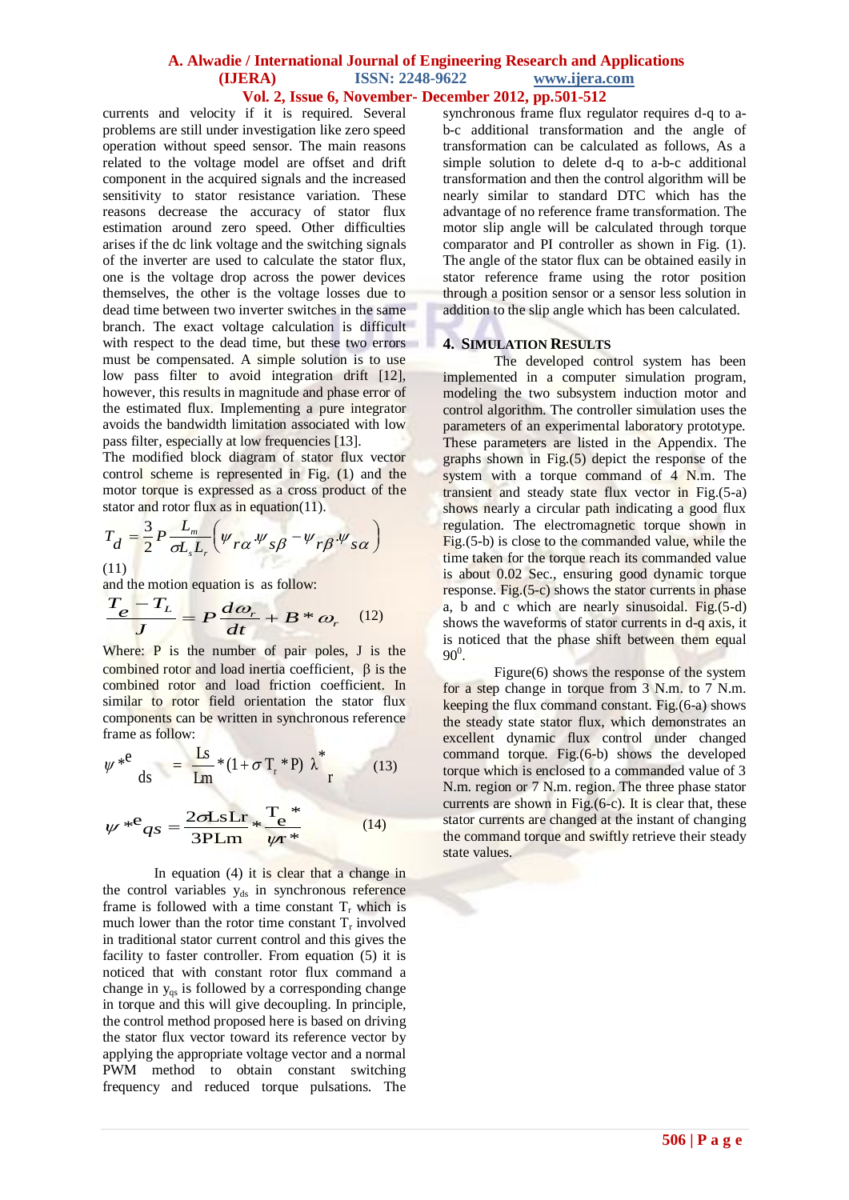currents and velocity if it is required. Several problems are still under investigation like zero speed operation without speed sensor. The main reasons related to the voltage model are offset and drift component in the acquired signals and the increased sensitivity to stator resistance variation. These reasons decrease the accuracy of stator flux estimation around zero speed. Other difficulties arises if the dc link voltage and the switching signals of the inverter are used to calculate the stator flux, one is the voltage drop across the power devices themselves, the other is the voltage losses due to dead time between two inverter switches in the same branch. The exact voltage calculation is difficult with respect to the dead time, but these two errors must be compensated. A simple solution is to use low pass filter to avoid integration drift [12], however, this results in magnitude and phase error of the estimated flux. Implementing a pure integrator avoids the bandwidth limitation associated with low pass filter, especially at low frequencies [13].

The modified block diagram of stator flux vector control scheme is represented in Fig. (1) and the motor torque is expressed as a cross product of the stator and rotor flux as in equation(11).

$$T_d = \frac{3}{2} P \frac{L_m}{\sigma L_s L_r} \left( \psi_{r\alpha} \cdot \psi_{s\beta} - \psi_{r\beta} \cdot \psi_{s\alpha} \right) \quad (11)$$

and the motion equation is as follow:

$$\frac{T_e - T_L}{J} = P \frac{d\omega_r}{dt} + B * \omega_r \quad (12)$$

Where: P is the number of pair poles, J is the combined rotor and load inertia coefficient, β is the combined rotor and load friction coefficient. In similar to rotor field orientation the stator flux components can be written in synchronous reference frame as follow:

$$\psi^{*e}_{ds} = \frac{Ls}{Lm} * (1 + \sigma T_r * P) \lambda^*_r \quad (13)$$

$$\psi^{*e}_{qs} = \frac{2\sigma LsLr}{3PLm} * \frac{T_e^*}{\psi r^*} \quad (14)$$

In equation (4) it is clear that a change in the control variables $y_{ds}$ in synchronous reference frame is followed with a time constant $T_r$ which is much lower than the rotor time constant $T_r$ involved in traditional stator current control and this gives the facility to faster controller. From equation (5) it is noticed that with constant rotor flux command a change in $y_{qs}$ is followed by a corresponding change in torque and this will give decoupling. In principle, the control method proposed here is based on driving the stator flux vector toward its reference vector by applying the appropriate voltage vector and a normal PWM method to obtain constant switching frequency and reduced torque pulsations. The synchronous frame flux regulator requires d-q to a-b-c additional transformation and the angle of transformation can be calculated as follows, As a simple solution to delete d-q to a-b-c additional transformation and then the control algorithm will be nearly similar to standard DTC which has the advantage of no reference frame transformation. The motor slip angle will be calculated through torque comparator and PI controller as shown in Fig. (1). The angle of the stator flux can be obtained easily in stator reference frame using the rotor position through a position sensor or a sensor less solution in addition to the slip angle which has been calculated.

## 4. Simulation Results

The developed control system has been implemented in a computer simulation program, modeling the two subsystem induction motor and control algorithm. The controller simulation uses the parameters of an experimental laboratory prototype. These parameters are listed in the Appendix. The graphs shown in Fig.(5) depict the response of the system with a torque command of 4 N.m. The transient and steady state flux vector in Fig.(5-a) shows nearly a circular path indicating a good flux regulation. The electromagnetic torque shown in Fig.(5-b) is close to the commanded value, while the time taken for the torque reach its commanded value is about 0.02 Sec., ensuring good dynamic torque response. Fig.(5-c) shows the stator currents in phase a, b and c which are nearly sinusoidal. Fig.(5-d) shows the waveforms of stator currents in d-q axis, it is noticed that the phase shift between them equal $90^0$.

Figure(6) shows the response of the system for a step change in torque from 3 N.m. to 7 N.m. keeping the flux command constant. Fig.(6-a) shows the steady state stator flux, which demonstrates an excellent dynamic flux control under changed command torque. Fig.(6-b) shows the developed torque which is enclosed to a commanded value of 3 N.m. region or 7 N.m. region. The three phase stator currents are shown in Fig.(6-c). It is clear that, these stator currents are changed at the instant of changing the command torque and swiftly retrieve their steady state values.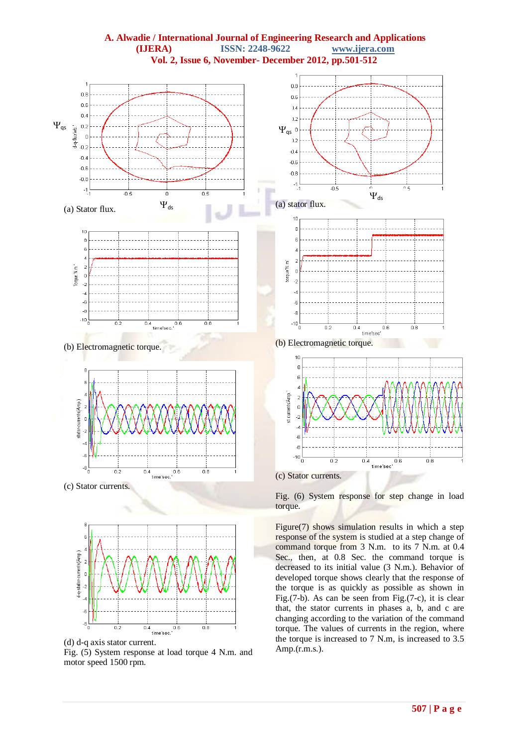(a) Stator flux.

(b) Electromagnetic torque.

(c) Stator currents.

(d) d-q axis stator current.

Fig. (5) System response at load torque 4 N.m. and motor speed 1500 rpm.

(a) stator flux.

(b) Electromagnetic torque.

(c) Stator currents.

Fig. (6) System response for step change in load torque.

Figure(7) shows simulation results in which a step response of the system is studied at a step change of command torque from 3 N.m. to its 7 N.m. at 0.4 Sec., then, at 0.8 Sec. the command torque is decreased to its initial value (3 N.m.). Behavior of developed torque shows clearly that the response of the torque is as quickly as possible as shown in Fig.(7-b). As can be seen from Fig.(7-c), it is clear that, the stator currents in phases a, b, and c are changing according to the variation of the command torque. The values of currents in the region, where the torque is increased to 7 N.m, is increased to 3.5 Amp.(r.m.s.).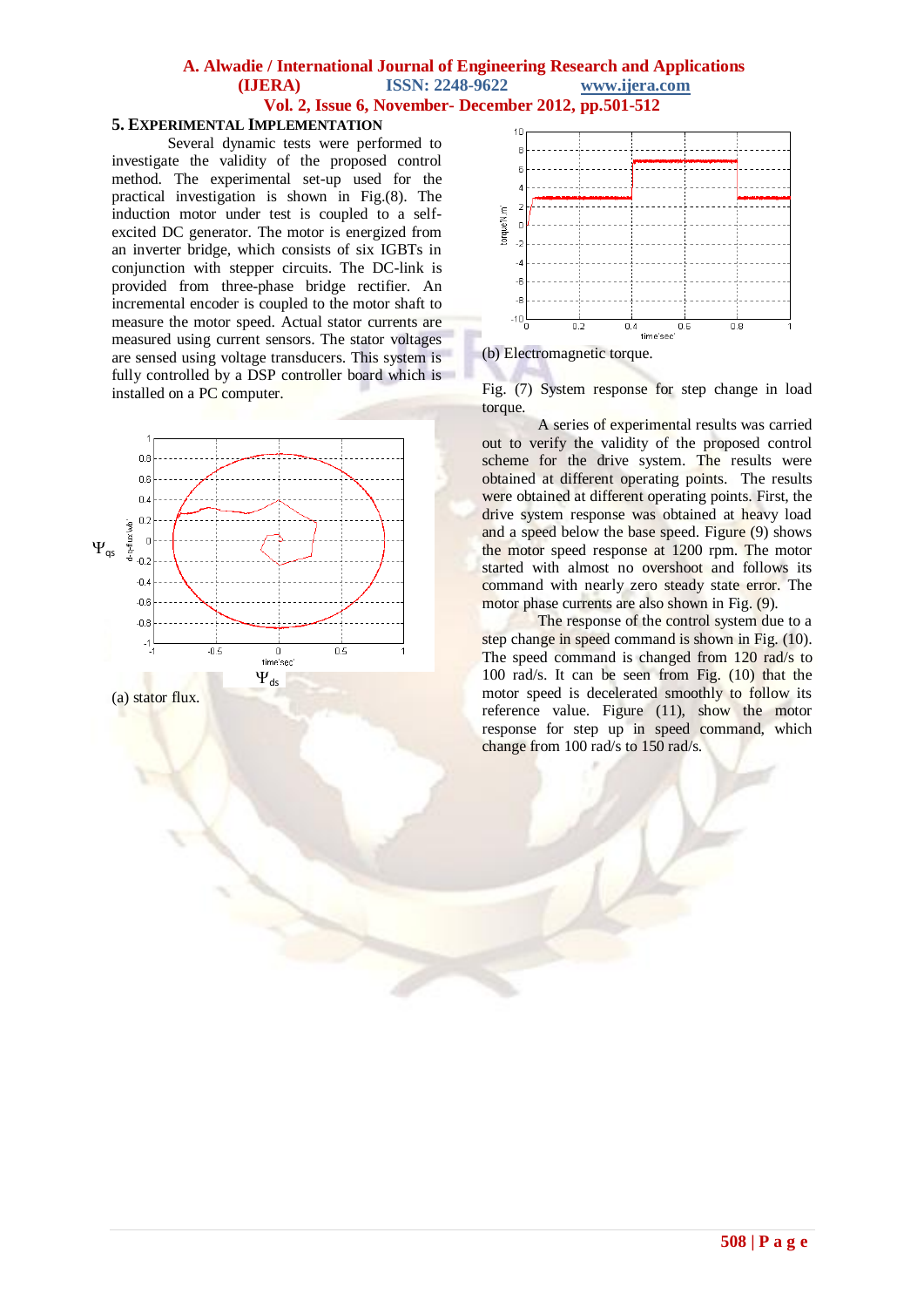## 5. Experimental Implementation

Several dynamic tests were performed to investigate the validity of the proposed control method. The experimental set-up used for the practical investigation is shown in Fig.(8). The induction motor under test is coupled to a self-excited DC generator. The motor is energized from an inverter bridge, which consists of six IGBTs in conjunction with stepper circuits. The DC-link is provided from three-phase bridge rectifier. An incremental encoder is coupled to the motor shaft to measure the motor speed. Actual stator currents are measured using current sensors. The stator voltages are sensed using voltage transducers. This system is fully controlled by a DSP controller board which is installed on a PC computer.

(a) stator flux.

(b) Electromagnetic torque.

Fig. (7) System response for step change in load torque.

A series of experimental results was carried out to verify the validity of the proposed control scheme for the drive system. The results were obtained at different operating points. The results were obtained at different operating points. First, the drive system response was obtained at heavy load and a speed below the base speed. Figure (9) shows the motor speed response at 1200 rpm. The motor started with almost no overshoot and follows its command with nearly zero steady state error. The motor phase currents are also shown in Fig. (9).

The response of the control system due to a step change in speed command is shown in Fig. (10). The speed command is changed from 120 rad/s to 100 rad/s. It can be seen from Fig. (10) that the motor speed is decelerated smoothly to follow its reference value. Figure (11), show the motor response for step up in speed command, which change from 100 rad/s to 150 rad/s.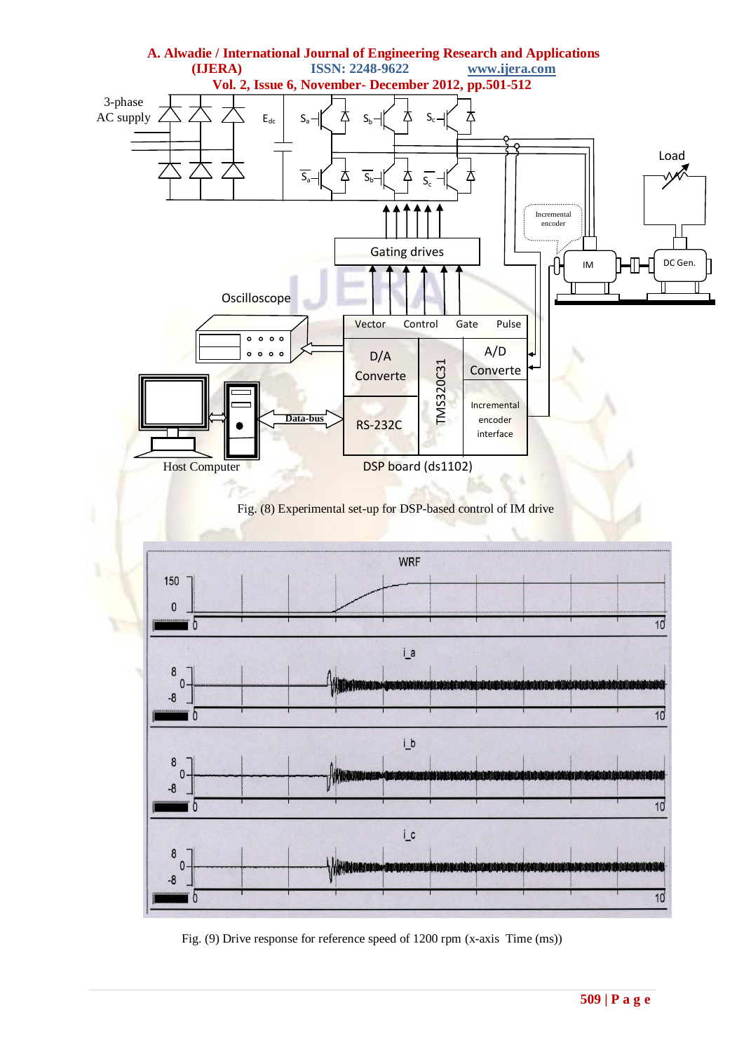Fig. (8) Experimental set-up for DSP-based control of IM drive

Fig. (9) Drive response for reference speed of 1200 rpm (x-axis Time (ms))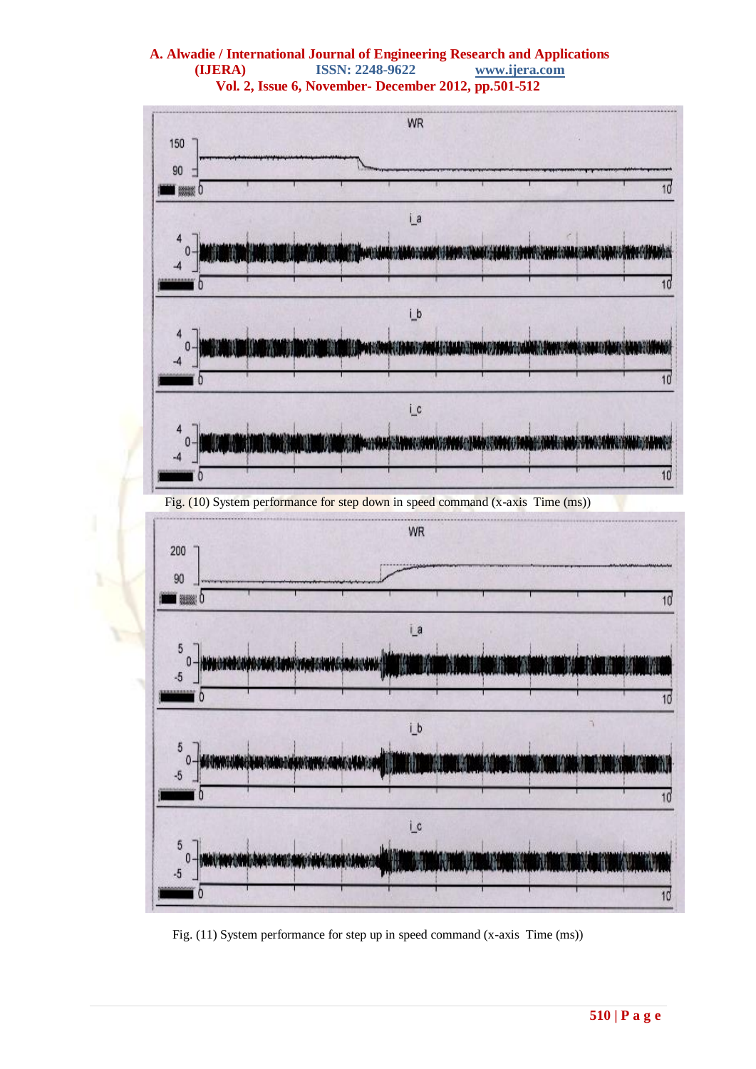Fig. (10) System performance for step down in speed command (x-axis Time (ms))

Fig. (11) System performance for step up in speed command (x-axis Time (ms))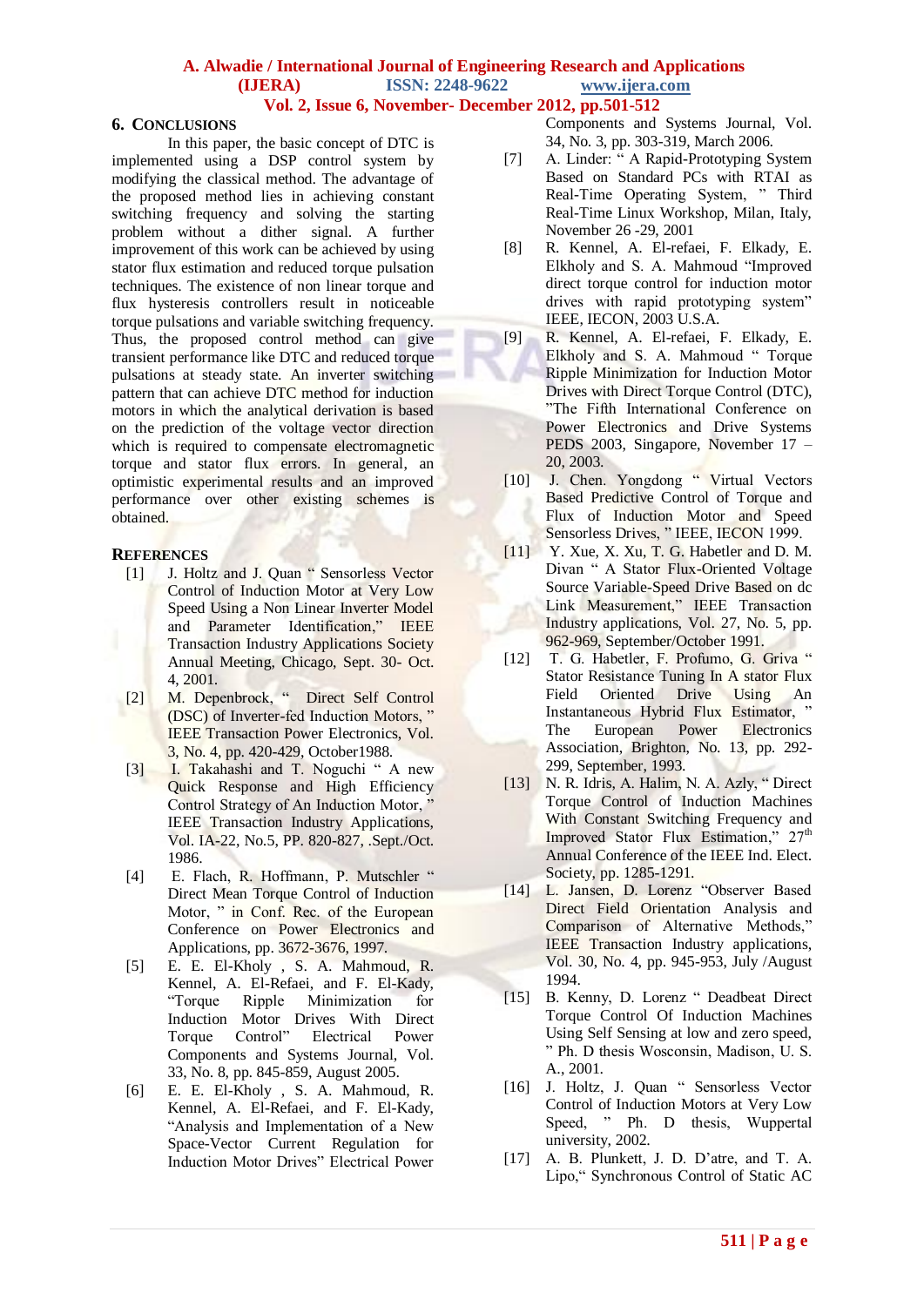## 6. Conclusions

In this paper, the basic concept of DTC is implemented using a DSP control system by modifying the classical method. The advantage of the proposed method lies in achieving constant switching frequency and solving the starting problem without a dither signal. A further improvement of this work can be achieved by using stator flux estimation and reduced torque pulsation techniques. The existence of non linear torque and flux hysteresis controllers result in noticeable torque pulsations and variable switching frequency. Thus, the proposed control method can give transient performance like DTC and reduced torque pulsations at steady state. An inverter switching pattern that can achieve DTC method for induction motors in which the analytical derivation is based on the prediction of the voltage vector direction which is required to compensate electromagnetic torque and stator flux errors. In general, an optimistic experimental results and an improved performance over other existing schemes is obtained.

## References

[1] J. Holtz and J. Quan " Sensorless Vector Control of Induction Motor at Very Low Speed Using a Non Linear Inverter Model and Parameter Identification," IEEE Transaction Industry Applications Society Annual Meeting, Chicago, Sept. 30- Oct. 4, 2001.

[2] M. Depenbrock, " Direct Self Control (DSC) of Inverter-fed Induction Motors, " IEEE Transaction Power Electronics, Vol. 3, No. 4, pp. 420-429, October1988.

[3] I. Takahashi and T. Noguchi " A new Quick Response and High Efficiency Control Strategy of An Induction Motor, " IEEE Transaction Industry Applications, Vol. IA-22, No.5, PP. 820-827, .Sept./Oct. 1986.

[4] E. Flach, R. Hoffmann, P. Mutschler " Direct Mean Torque Control of Induction Motor, " in Conf. Rec. of the European Conference on Power Electronics and Applications, pp. 3672-3676, 1997.

[5] E. E. El-Kholy , S. A. Mahmoud, R. Kennel, A. El-Refaei, and F. El-Kady, "Torque Ripple Minimization for Induction Motor Drives With Direct Torque Control" Electrical Power Components and Systems Journal, Vol. 33, No. 8, pp. 845-859, August 2005.

[6] E. E. El-Kholy , S. A. Mahmoud, R. Kennel, A. El-Refaei, and F. El-Kady, "Analysis and Implementation of a New Space-Vector Current Regulation for Induction Motor Drives" Electrical Power Components and Systems Journal, Vol. 34, No. 3, pp. 303-319, March 2006.

[7] A. Linder: " A Rapid-Prototyping System Based on Standard PCs with RTAI as Real-Time Operating System, " Third Real-Time Linux Workshop, Milan, Italy, November 26 -29, 2001

[8] R. Kennel, A. El-refaei, F. Elkady, E. Elkholy and S. A. Mahmoud "Improved direct torque control for induction motor drives with rapid prototyping system" IEEE, IECON, 2003 U.S.A.

[9] R. Kennel, A. El-refaei, F. Elkady, E. Elkholy and S. A. Mahmoud " Torque Ripple Minimization for Induction Motor Drives with Direct Torque Control (DTC), "The Fifth International Conference on Power Electronics and Drive Systems PEDS 2003, Singapore, November 17 – 20, 2003.

[10] J. Chen. Yongdong " Virtual Vectors Based Predictive Control of Torque and Flux of Induction Motor and Speed Sensorless Drives, " IEEE, IECON 1999.

[11] Y. Xue, X. Xu, T. G. Habetler and D. M. Divan " A Stator Flux-Oriented Voltage Source Variable-Speed Drive Based on dc Link Measurement," IEEE Transaction Industry applications, Vol. 27, No. 5, pp. 962-969, September/October 1991.

[12] T. G. Habetler, F. Profumo, G. Griva " Stator Resistance Tuning In A stator Flux Field Oriented Drive Using An Instantaneous Hybrid Flux Estimator, " The European Power Electronics Association, Brighton, No. 13, pp. 292-299, September, 1993.

[13] N. R. Idris, A. Halim, N. A. Azly, " Direct Torque Control of Induction Machines With Constant Switching Frequency and Improved Stator Flux Estimation," 27th Annual Conference of the IEEE Ind. Elect. Society, pp. 1285-1291.

[14] L. Jansen, D. Lorenz "Observer Based Direct Field Orientation Analysis and Comparison of Alternative Methods," IEEE Transaction Industry applications, Vol. 30, No. 4, pp. 945-953, July /August 1994.

[15] B. Kenny, D. Lorenz " Deadbeat Direct Torque Control Of Induction Machines Using Self Sensing at low and zero speed, " Ph. D thesis Wosconsin, Madison, U. S. A., 2001.

[16] J. Holtz, J. Quan " Sensorless Vector Control of Induction Motors at Very Low Speed, " Ph. D thesis, Wuppertal university, 2002.

[17] A. B. Plunkett, J. D. D'atre, and T. A. Lipo," Synchronous Control of Static AC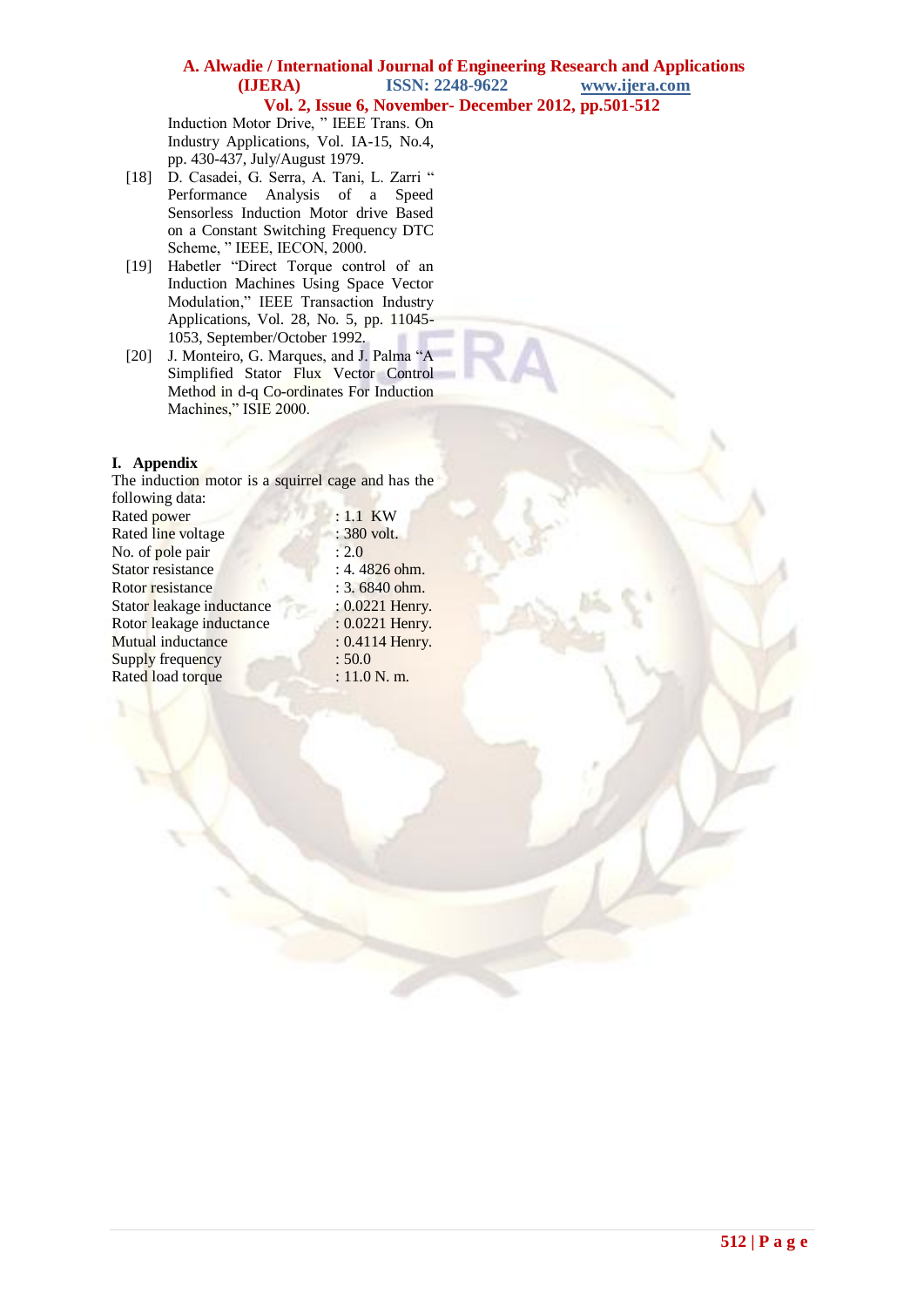Induction Motor Drive, " IEEE Trans. On Industry Applications, Vol. IA-15, No.4, pp. 430-437, July/August 1979.

[18] D. Casadei, G. Serra, A. Tani, L. Zarri " Performance Analysis of a Speed Sensorless Induction Motor drive Based on a Constant Switching Frequency DTC Scheme, " IEEE, IECON, 2000.

[19] Habetler "Direct Torque control of an Induction Machines Using Space Vector Modulation," IEEE Transaction Industry Applications, Vol. 28, No. 5, pp. 11045-1053, September/October 1992.

[20] J. Monteiro, G. Marques, and J. Palma "A Simplified Stator Flux Vector Control Method in d-q Co-ordinates For Induction Machines," ISIE 2000.

## I. Appendix

The induction motor is a squirrel cage and has the following data:

| | |
|---|---|
| Rated power | : 1.1 KW |
| Rated line voltage | : 380 volt. |
| No. of pole pair | : 2.0 |
| Stator resistance | : 4. 4826 ohm. |
| Rotor resistance | : 3. 6840 ohm. |
| Stator leakage inductance | : 0.0221 Henry. |
| Rotor leakage inductance | : 0.0221 Henry. |
| Mutual inductance | : 0.4114 Henry. |
| Supply frequency | : 50.0 |
| Rated load torque | : 11.0 N. m. |